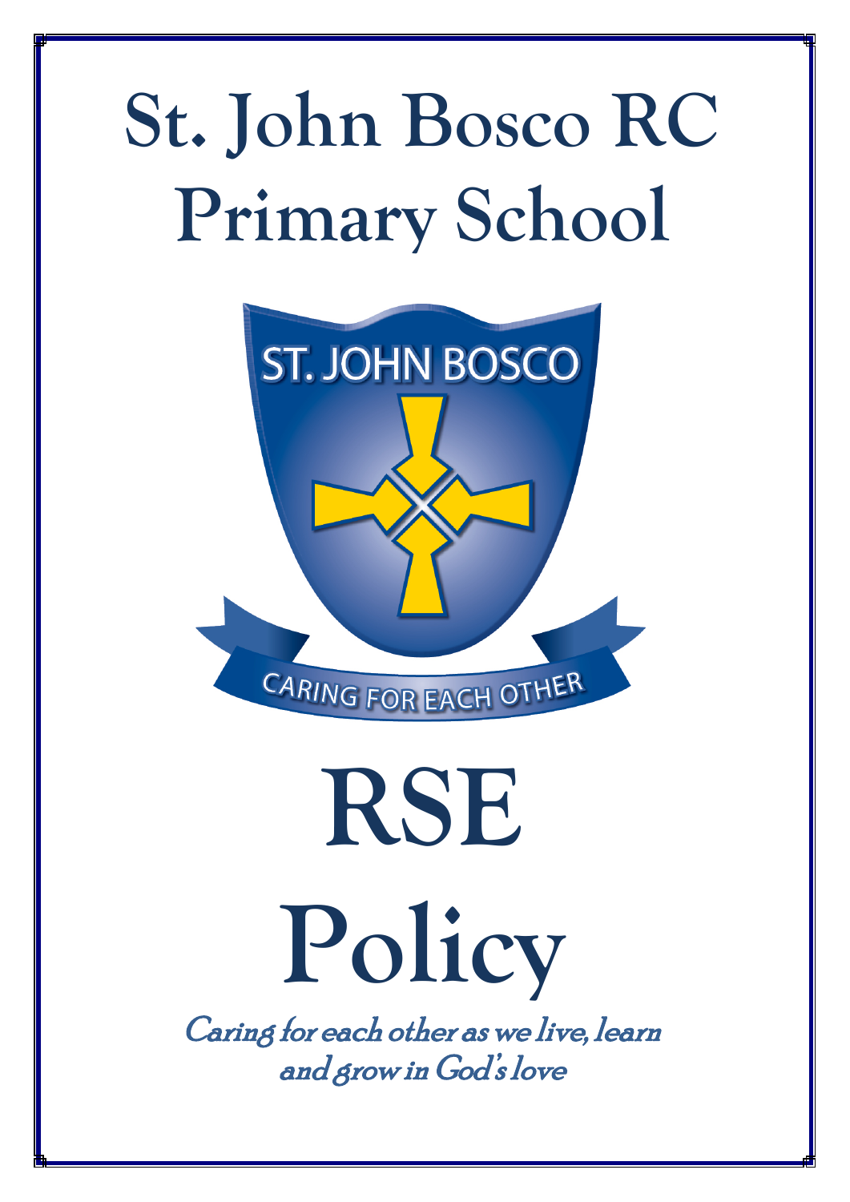# St. John Bosco RC Primary School

ST. JOHN BOSCO

CARING FOR EACH OTHER

# RSE Policy

*Caring for each other as we live, learn and grow in God's love*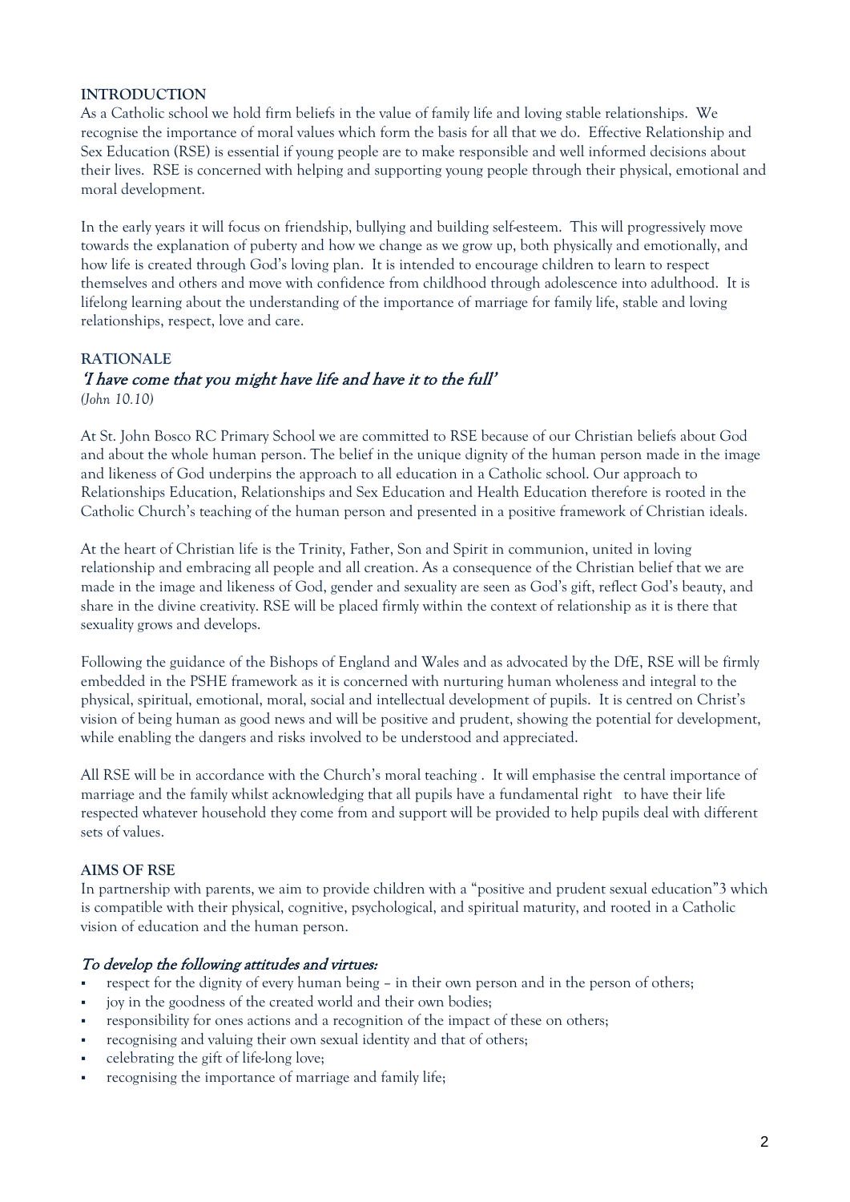## INTRODUCTION

As a Catholic school we hold firm beliefs in the value of family life and loving stable relationships. We recognise the importance of moral values which form the basis for all that we do. Effective Relationship and Sex Education (RSE) is essential if young people are to make responsible and well informed decisions about their lives. RSE is concerned with helping and supporting young people through their physical, emotional and moral development.

In the early years it will focus on friendship, bullying and building self-esteem. This will progressively move towards the explanation of puberty and how we change as we grow up, both physically and emotionally, and how life is created through God's loving plan. It is intended to encourage children to learn to respect themselves and others and move with confidence from childhood through adolescence into adulthood. It is lifelong learning about the understanding of the importance of marriage for family life, stable and loving relationships, respect, love and care.

## RATIONALE

### *'I have come that you might have life and have it to the full'*

*(John 10.10)*

At St. John Bosco RC Primary School we are committed to RSE because of our Christian beliefs about God and about the whole human person. The belief in the unique dignity of the human person made in the image and likeness of God underpins the approach to all education in a Catholic school. Our approach to Relationships Education, Relationships and Sex Education and Health Education therefore is rooted in the Catholic Church's teaching of the human person and presented in a positive framework of Christian ideals.

At the heart of Christian life is the Trinity, Father, Son and Spirit in communion, united in loving relationship and embracing all people and all creation. As a consequence of the Christian belief that we are made in the image and likeness of God, gender and sexuality are seen as God's gift, reflect God's beauty, and share in the divine creativity. RSE will be placed firmly within the context of relationship as it is there that sexuality grows and develops.

Following the guidance of the Bishops of England and Wales and as advocated by the DfE, RSE will be firmly embedded in the PSHE framework as it is concerned with nurturing human wholeness and integral to the physical, spiritual, emotional, moral, social and intellectual development of pupils. It is centred on Christ's vision of being human as good news and will be positive and prudent, showing the potential for development, while enabling the dangers and risks involved to be understood and appreciated.

All RSE will be in accordance with the Church's moral teaching . It will emphasise the central importance of marriage and the family whilst acknowledging that all pupils have a fundamental right to have their life respected whatever household they come from and support will be provided to help pupils deal with different sets of values.

## AIMS OF RSE

In partnership with parents, we aim to provide children with a "positive and prudent sexual education"[3] which is compatible with their physical, cognitive, psychological, and spiritual maturity, and rooted in a Catholic vision of education and the human person.

### *To develop the following attitudes and virtues:*

- respect for the dignity of every human being – in their own person and in the person of others;
- joy in the goodness of the created world and their own bodies;
- responsibility for ones actions and a recognition of the impact of these on others;
- recognising and valuing their own sexual identity and that of others;
- celebrating the gift of life-long love;
- recognising the importance of marriage and family life;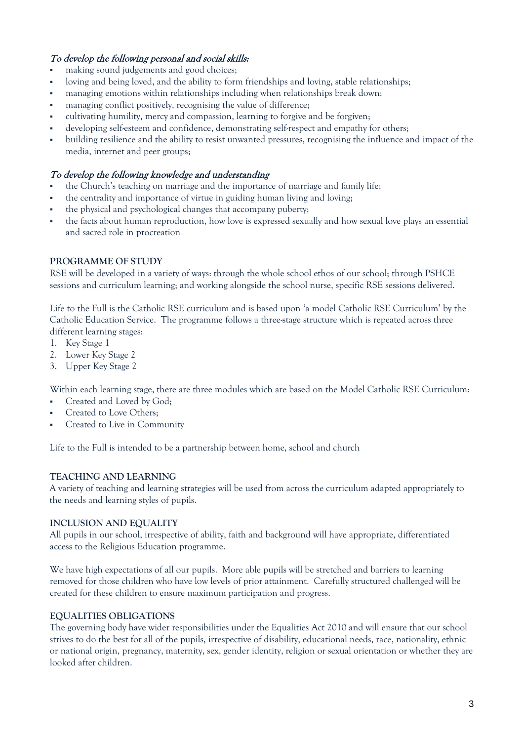*To develop the following personal and social skills:*

- making sound judgements and good choices;
- loving and being loved, and the ability to form friendships and loving, stable relationships;
- managing emotions within relationships including when relationships break down;
- managing conflict positively, recognising the value of difference;
- cultivating humility, mercy and compassion, learning to forgive and be forgiven;
- developing self-esteem and confidence, demonstrating self-respect and empathy for others;
- building resilience and the ability to resist unwanted pressures, recognising the influence and impact of the media, internet and peer groups;

*To develop the following knowledge and understanding*

- the Church's teaching on marriage and the importance of marriage and family life;
- the centrality and importance of virtue in guiding human living and loving;
- the physical and psychological changes that accompany puberty;
- the facts about human reproduction, how love is expressed sexually and how sexual love plays an essential and sacred role in procreation

**PROGRAMME OF STUDY**

RSE will be developed in a variety of ways: through the whole school ethos of our school; through PSHCE sessions and curriculum learning; and working alongside the school nurse, specific RSE sessions delivered.

Life to the Full is the Catholic RSE curriculum and is based upon 'a model Catholic RSE Curriculum' by the Catholic Education Service. The programme follows a three-stage structure which is repeated across three different learning stages:

1. Key Stage 1
2. Lower Key Stage 2
3. Upper Key Stage 2

Within each learning stage, there are three modules which are based on the Model Catholic RSE Curriculum:

- Created and Loved by God;
- Created to Love Others;
- Created to Live in Community

Life to the Full is intended to be a partnership between home, school and church

**TEACHING AND LEARNING**

A variety of teaching and learning strategies will be used from across the curriculum adapted appropriately to the needs and learning styles of pupils.

**INCLUSION AND EQUALITY**

All pupils in our school, irrespective of ability, faith and background will have appropriate, differentiated access to the Religious Education programme.

We have high expectations of all our pupils. More able pupils will be stretched and barriers to learning removed for those children who have low levels of prior attainment. Carefully structured challenged will be created for these children to ensure maximum participation and progress.

**EQUALITIES OBLIGATIONS**

The governing body have wider responsibilities under the Equalities Act 2010 and will ensure that our school strives to do the best for all of the pupils, irrespective of disability, educational needs, race, nationality, ethnic or national origin, pregnancy, maternity, sex, gender identity, religion or sexual orientation or whether they are looked after children.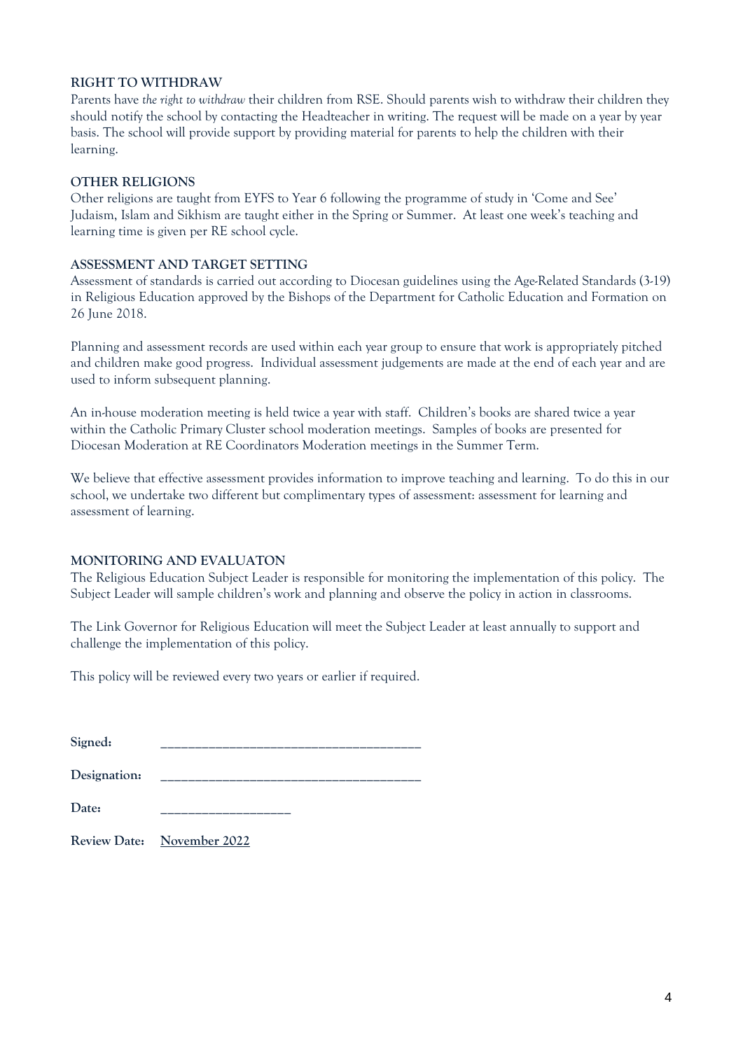## RIGHT TO WITHDRAW

Parents have *the right to withdraw* their children from RSE. Should parents wish to withdraw their children they should notify the school by contacting the Headteacher in writing. The request will be made on a year by year basis. The school will provide support by providing material for parents to help the children with their learning.

## OTHER RELIGIONS

Other religions are taught from EYFS to Year 6 following the programme of study in 'Come and See' Judaism, Islam and Sikhism are taught either in the Spring or Summer. At least one week's teaching and learning time is given per RE school cycle.

## ASSESSMENT AND TARGET SETTING

Assessment of standards is carried out according to Diocesan guidelines using the Age-Related Standards (3-19) in Religious Education approved by the Bishops of the Department for Catholic Education and Formation on 26 June 2018.

Planning and assessment records are used within each year group to ensure that work is appropriately pitched and children make good progress. Individual assessment judgements are made at the end of each year and are used to inform subsequent planning.

An in-house moderation meeting is held twice a year with staff. Children's books are shared twice a year within the Catholic Primary Cluster school moderation meetings. Samples of books are presented for Diocesan Moderation at RE Coordinators Moderation meetings in the Summer Term.

We believe that effective assessment provides information to improve teaching and learning. To do this in our school, we undertake two different but complimentary types of assessment: assessment for learning and assessment of learning.

## MONITORING AND EVALUATON

The Religious Education Subject Leader is responsible for monitoring the implementation of this policy. The Subject Leader will sample children's work and planning and observe the policy in action in classrooms.

The Link Governor for Religious Education will meet the Subject Leader at least annually to support and challenge the implementation of this policy.

This policy will be reviewed every two years or earlier if required.

**Signed:** ______________________________________

**Designation:** ______________________________________

**Date:** ___________________

**Review Date:** November 2022